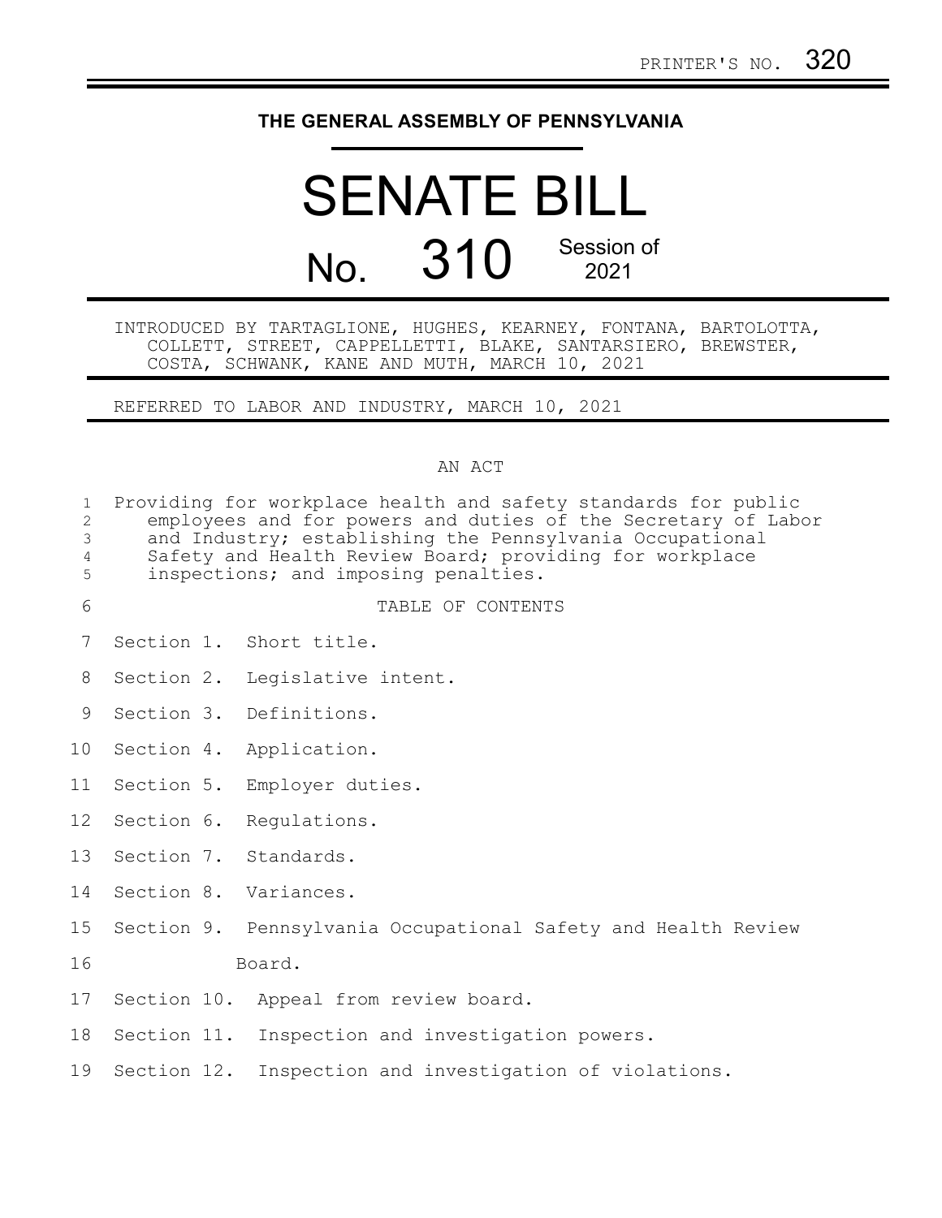PRINTER'S NO. 320

# THE GENERAL ASSEMBLY OF PENNSYLVANIA

# SENATE BILL

## No. 310 Session of 2021

INTRODUCED BY TARTAGLIONE, HUGHES, KEARNEY, FONTANA, BARTOLOTTA, COLLETT, STREET, CAPPELLETTI, BLAKE, SANTARSIERO, BREWSTER, COSTA, SCHWANK, KANE AND MUTH, MARCH 10, 2021

REFERRED TO LABOR AND INDUSTRY, MARCH 10, 2021

AN ACT

Providing for workplace health and safety standards for public employees and for powers and duties of the Secretary of Labor and Industry; establishing the Pennsylvania Occupational Safety and Health Review Board; providing for workplace inspections; and imposing penalties.

TABLE OF CONTENTS

Section 1. Short title.

Section 2. Legislative intent.

Section 3. Definitions.

Section 4. Application.

Section 5. Employer duties.

Section 6. Regulations.

Section 7. Standards.

Section 8. Variances.

Section 9. Pennsylvania Occupational Safety and Health Review Board.

Section 10. Appeal from review board.

Section 11. Inspection and investigation powers.

Section 12. Inspection and investigation of violations.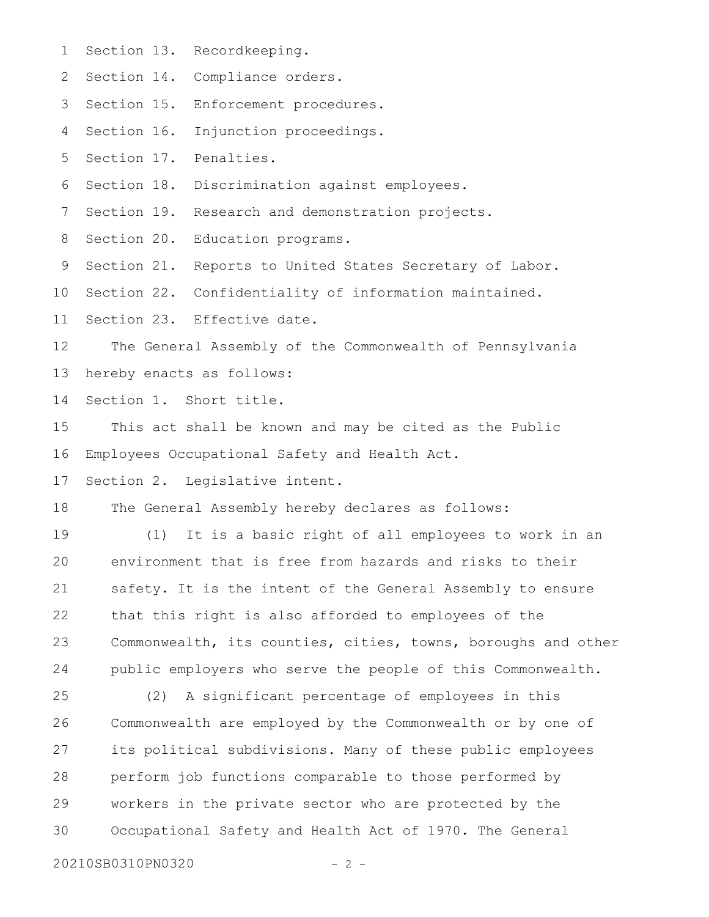Section 13. Recordkeeping.

Section 14. Compliance orders.

Section 15. Enforcement procedures.

Section 16. Injunction proceedings.

Section 17. Penalties.

Section 18. Discrimination against employees.

Section 19. Research and demonstration projects.

Section 20. Education programs.

Section 21. Reports to United States Secretary of Labor.

Section 22. Confidentiality of information maintained.

Section 23. Effective date.

The General Assembly of the Commonwealth of Pennsylvania hereby enacts as follows:

Section 1. Short title.

This act shall be known and may be cited as the Public Employees Occupational Safety and Health Act.

Section 2. Legislative intent.

The General Assembly hereby declares as follows:

(1) It is a basic right of all employees to work in an environment that is free from hazards and risks to their safety. It is the intent of the General Assembly to ensure that this right is also afforded to employees of the Commonwealth, its counties, cities, towns, boroughs and other public employers who serve the people of this Commonwealth.

(2) A significant percentage of employees in this Commonwealth are employed by the Commonwealth or by one of its political subdivisions. Many of these public employees perform job functions comparable to those performed by workers in the private sector who are protected by the Occupational Safety and Health Act of 1970. The General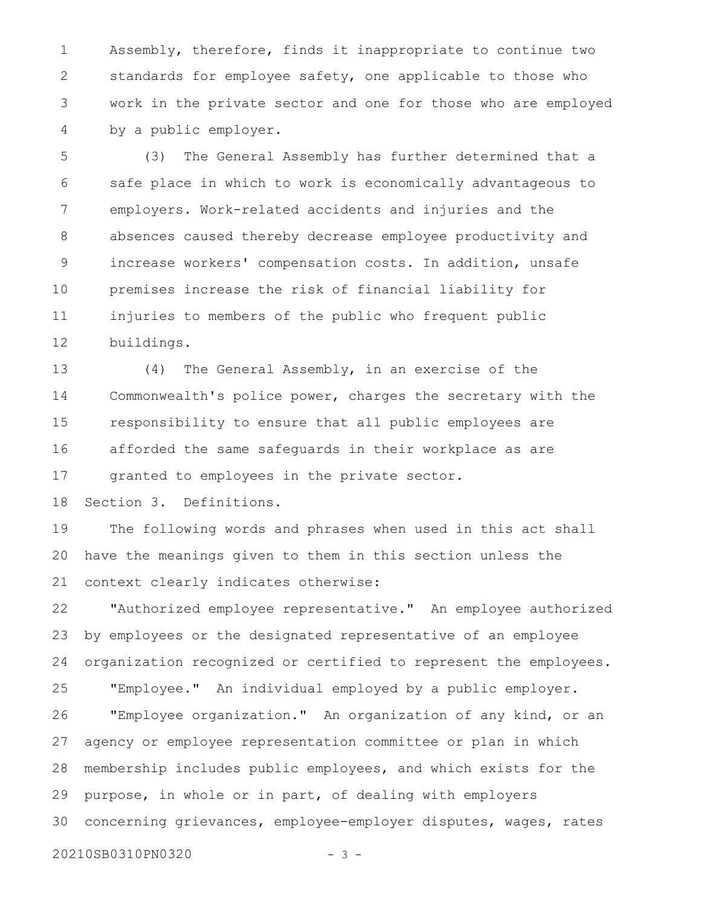Assembly, therefore, finds it inappropriate to continue two standards for employee safety, one applicable to those who work in the private sector and one for those who are employed by a public employer.

(3) The General Assembly has further determined that a safe place in which to work is economically advantageous to employers. Work-related accidents and injuries and the absences caused thereby decrease employee productivity and increase workers' compensation costs. In addition, unsafe premises increase the risk of financial liability for injuries to members of the public who frequent public buildings.

(4) The General Assembly, in an exercise of the Commonwealth's police power, charges the secretary with the responsibility to ensure that all public employees are afforded the same safeguards in their workplace as are granted to employees in the private sector.

Section 3. Definitions.

The following words and phrases when used in this act shall have the meanings given to them in this section unless the context clearly indicates otherwise:

"Authorized employee representative." An employee authorized by employees or the designated representative of an employee organization recognized or certified to represent the employees.

"Employee." An individual employed by a public employer.

"Employee organization." An organization of any kind, or an agency or employee representation committee or plan in which membership includes public employees, and which exists for the purpose, in whole or in part, of dealing with employers concerning grievances, employee-employer disputes, wages, rates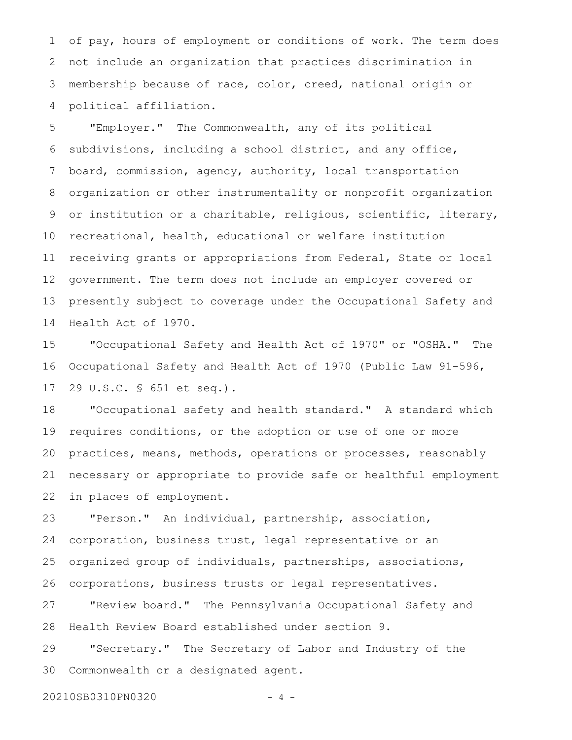of pay, hours of employment or conditions of work. The term does not include an organization that practices discrimination in membership because of race, color, creed, national origin or political affiliation.

"Employer." The Commonwealth, any of its political subdivisions, including a school district, and any office, board, commission, agency, authority, local transportation organization or other instrumentality or nonprofit organization or institution or a charitable, religious, scientific, literary, recreational, health, educational or welfare institution receiving grants or appropriations from Federal, State or local government. The term does not include an employer covered or presently subject to coverage under the Occupational Safety and Health Act of 1970.

"Occupational Safety and Health Act of 1970" or "OSHA." The Occupational Safety and Health Act of 1970 (Public Law 91-596, 29 U.S.C. § 651 et seq.).

"Occupational safety and health standard." A standard which requires conditions, or the adoption or use of one or more practices, means, methods, operations or processes, reasonably necessary or appropriate to provide safe or healthful employment in places of employment.

"Person." An individual, partnership, association, corporation, business trust, legal representative or an organized group of individuals, partnerships, associations, corporations, business trusts or legal representatives.

"Review board." The Pennsylvania Occupational Safety and Health Review Board established under section 9.

"Secretary." The Secretary of Labor and Industry of the Commonwealth or a designated agent.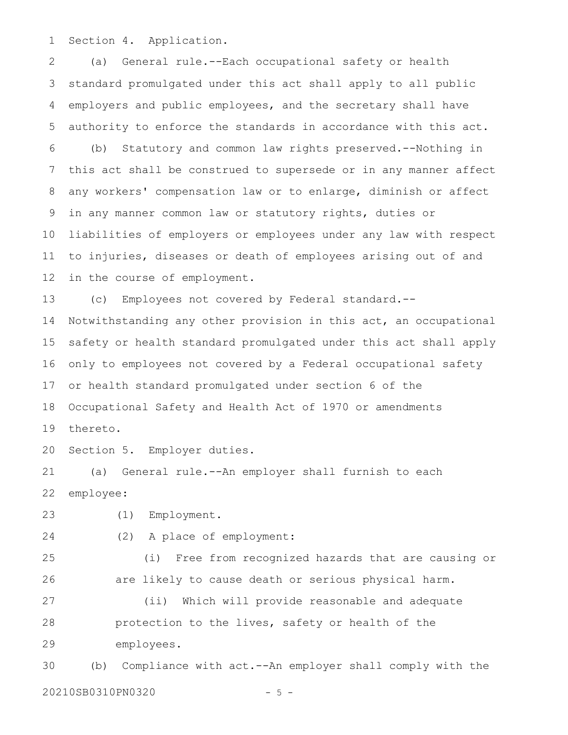Section 4. Application.

(a) General rule.--Each occupational safety or health standard promulgated under this act shall apply to all public employers and public employees, and the secretary shall have authority to enforce the standards in accordance with this act.

(b) Statutory and common law rights preserved.--Nothing in this act shall be construed to supersede or in any manner affect any workers' compensation law or to enlarge, diminish or affect in any manner common law or statutory rights, duties or liabilities of employers or employees under any law with respect to injuries, diseases or death of employees arising out of and in the course of employment.

(c) Employees not covered by Federal standard.--Notwithstanding any other provision in this act, an occupational safety or health standard promulgated under this act shall apply only to employees not covered by a Federal occupational safety or health standard promulgated under section 6 of the Occupational Safety and Health Act of 1970 or amendments thereto.

Section 5. Employer duties.

(a) General rule.--An employer shall furnish to each employee:

(1) Employment.

(2) A place of employment:

(i) Free from recognized hazards that are causing or are likely to cause death or serious physical harm.

(ii) Which will provide reasonable and adequate protection to the lives, safety or health of the employees.

(b) Compliance with act.--An employer shall comply with the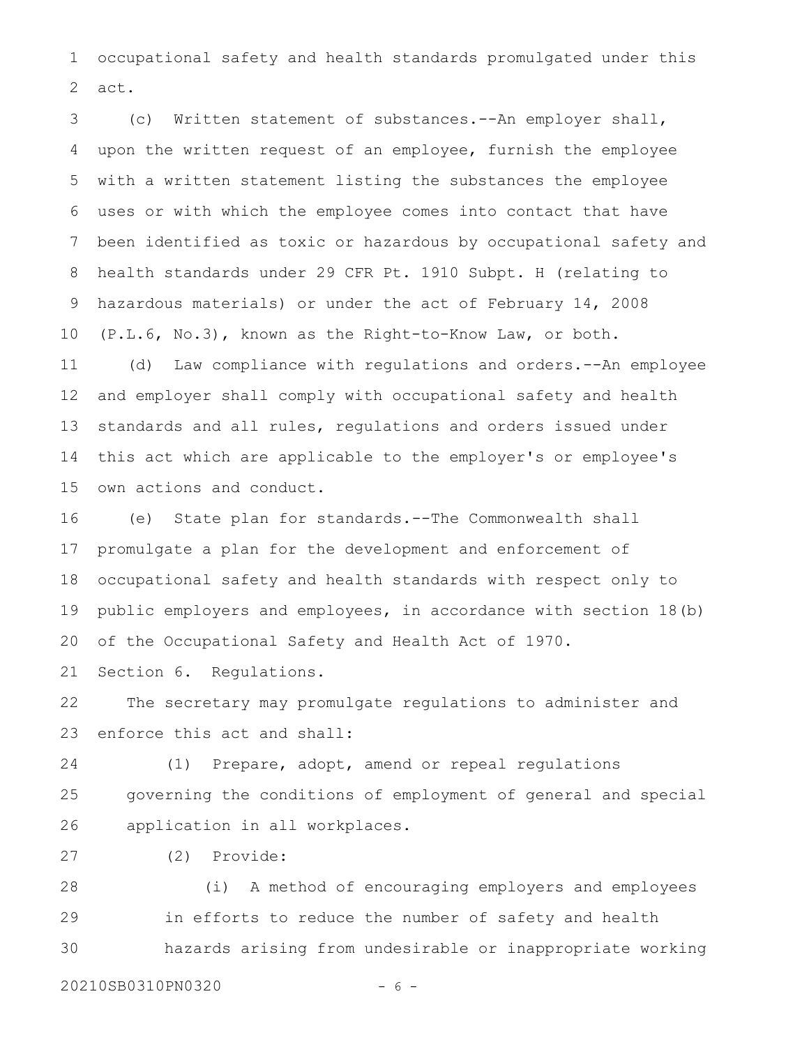occupational safety and health standards promulgated under this act.

(c) Written statement of substances.--An employer shall, upon the written request of an employee, furnish the employee with a written statement listing the substances the employee uses or with which the employee comes into contact that have been identified as toxic or hazardous by occupational safety and health standards under 29 CFR Pt. 1910 Subpt. H (relating to hazardous materials) or under the act of February 14, 2008 (P.L.6, No.3), known as the Right-to-Know Law, or both.

(d) Law compliance with regulations and orders.--An employee and employer shall comply with occupational safety and health standards and all rules, regulations and orders issued under this act which are applicable to the employer's or employee's own actions and conduct.

(e) State plan for standards.--The Commonwealth shall promulgate a plan for the development and enforcement of occupational safety and health standards with respect only to public employers and employees, in accordance with section 18(b) of the Occupational Safety and Health Act of 1970.

Section 6. Regulations.

The secretary may promulgate regulations to administer and enforce this act and shall:

(1) Prepare, adopt, amend or repeal regulations governing the conditions of employment of general and special application in all workplaces.

(2) Provide:

(i) A method of encouraging employers and employees in efforts to reduce the number of safety and health hazards arising from undesirable or inappropriate working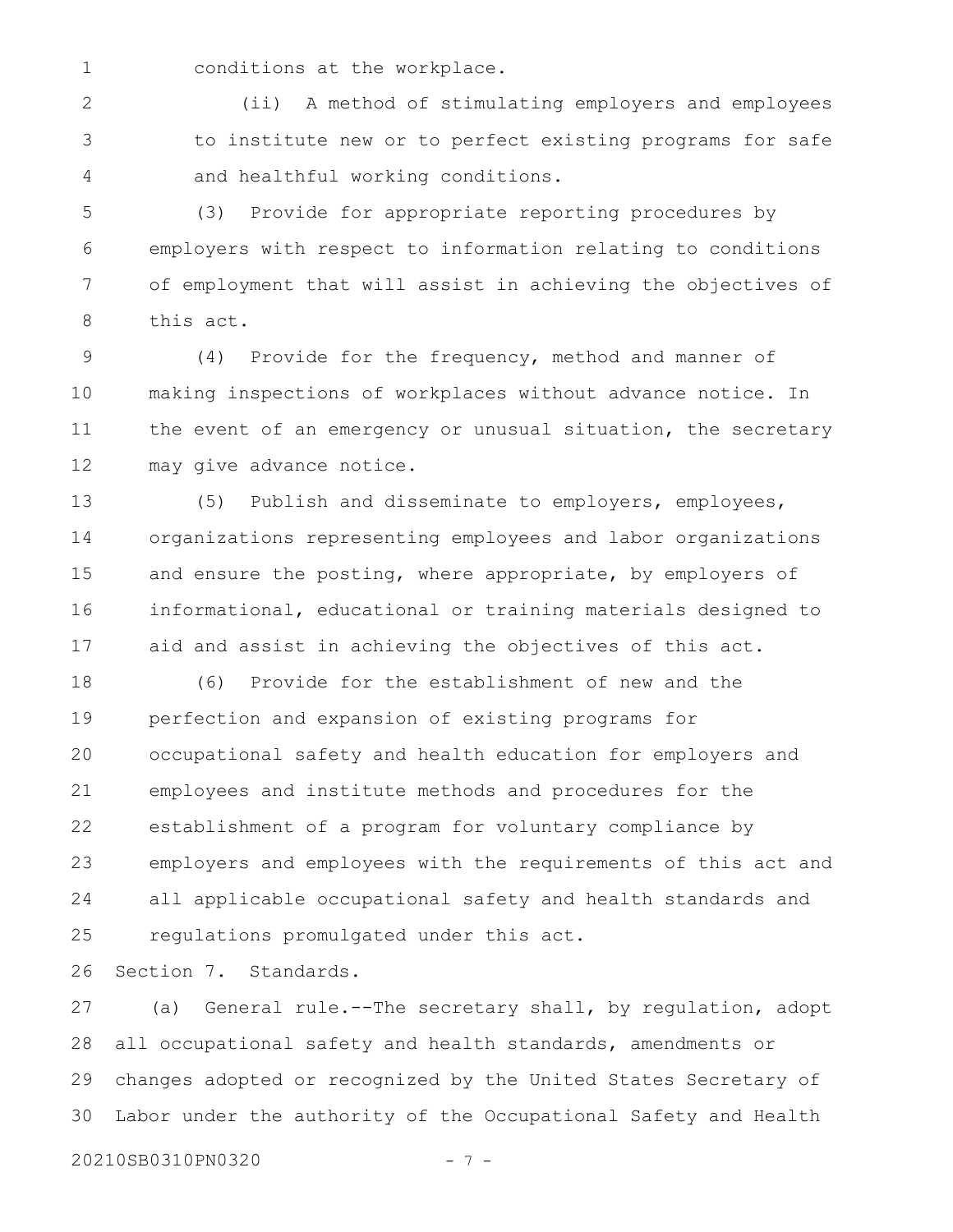conditions at the workplace.

(ii) A method of stimulating employers and employees to institute new or to perfect existing programs for safe and healthful working conditions.

(3) Provide for appropriate reporting procedures by employers with respect to information relating to conditions of employment that will assist in achieving the objectives of this act.

(4) Provide for the frequency, method and manner of making inspections of workplaces without advance notice. In the event of an emergency or unusual situation, the secretary may give advance notice.

(5) Publish and disseminate to employers, employees, organizations representing employees and labor organizations and ensure the posting, where appropriate, by employers of informational, educational or training materials designed to aid and assist in achieving the objectives of this act.

(6) Provide for the establishment of new and the perfection and expansion of existing programs for occupational safety and health education for employers and employees and institute methods and procedures for the establishment of a program for voluntary compliance by employers and employees with the requirements of this act and all applicable occupational safety and health standards and regulations promulgated under this act.

Section 7. Standards.

(a) General rule.--The secretary shall, by regulation, adopt all occupational safety and health standards, amendments or changes adopted or recognized by the United States Secretary of Labor under the authority of the Occupational Safety and Health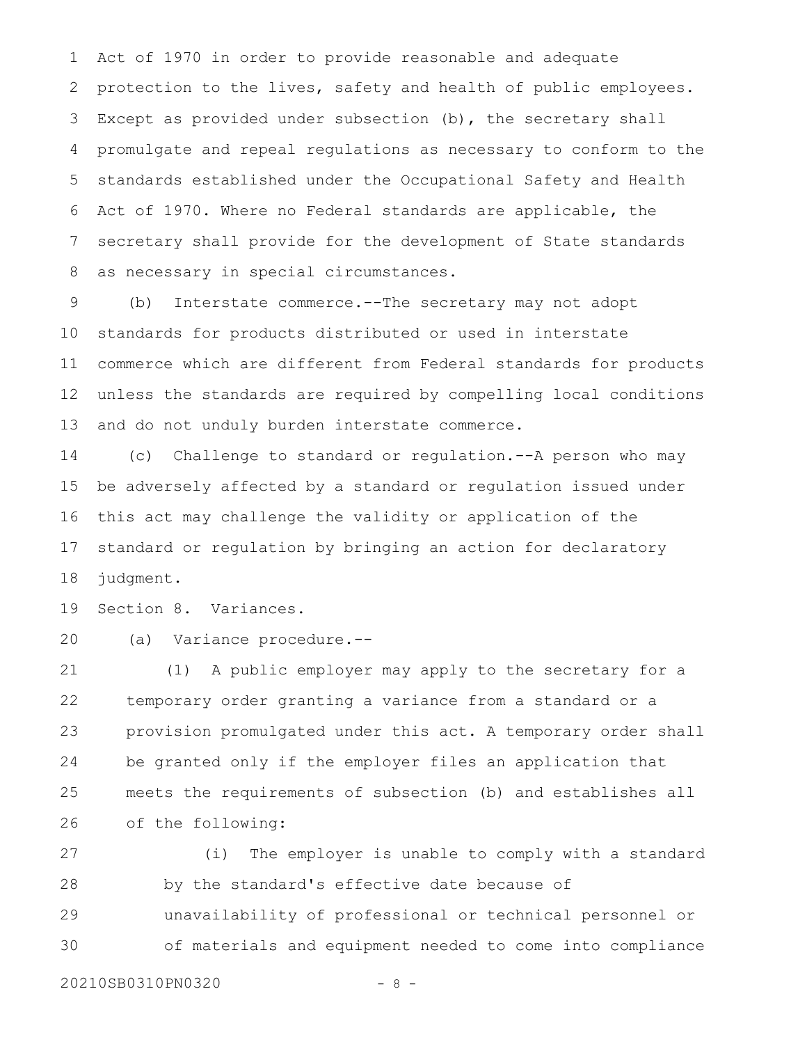Act of 1970 in order to provide reasonable and adequate protection to the lives, safety and health of public employees. Except as provided under subsection (b), the secretary shall promulgate and repeal regulations as necessary to conform to the standards established under the Occupational Safety and Health Act of 1970. Where no Federal standards are applicable, the secretary shall provide for the development of State standards as necessary in special circumstances.

(b) Interstate commerce.--The secretary may not adopt standards for products distributed or used in interstate commerce which are different from Federal standards for products unless the standards are required by compelling local conditions and do not unduly burden interstate commerce.

(c) Challenge to standard or regulation.--A person who may be adversely affected by a standard or regulation issued under this act may challenge the validity or application of the standard or regulation by bringing an action for declaratory judgment.

Section 8. Variances.

(a) Variance procedure.--

(1) A public employer may apply to the secretary for a temporary order granting a variance from a standard or a provision promulgated under this act. A temporary order shall be granted only if the employer files an application that meets the requirements of subsection (b) and establishes all of the following:

(i) The employer is unable to comply with a standard by the standard's effective date because of unavailability of professional or technical personnel or of materials and equipment needed to come into compliance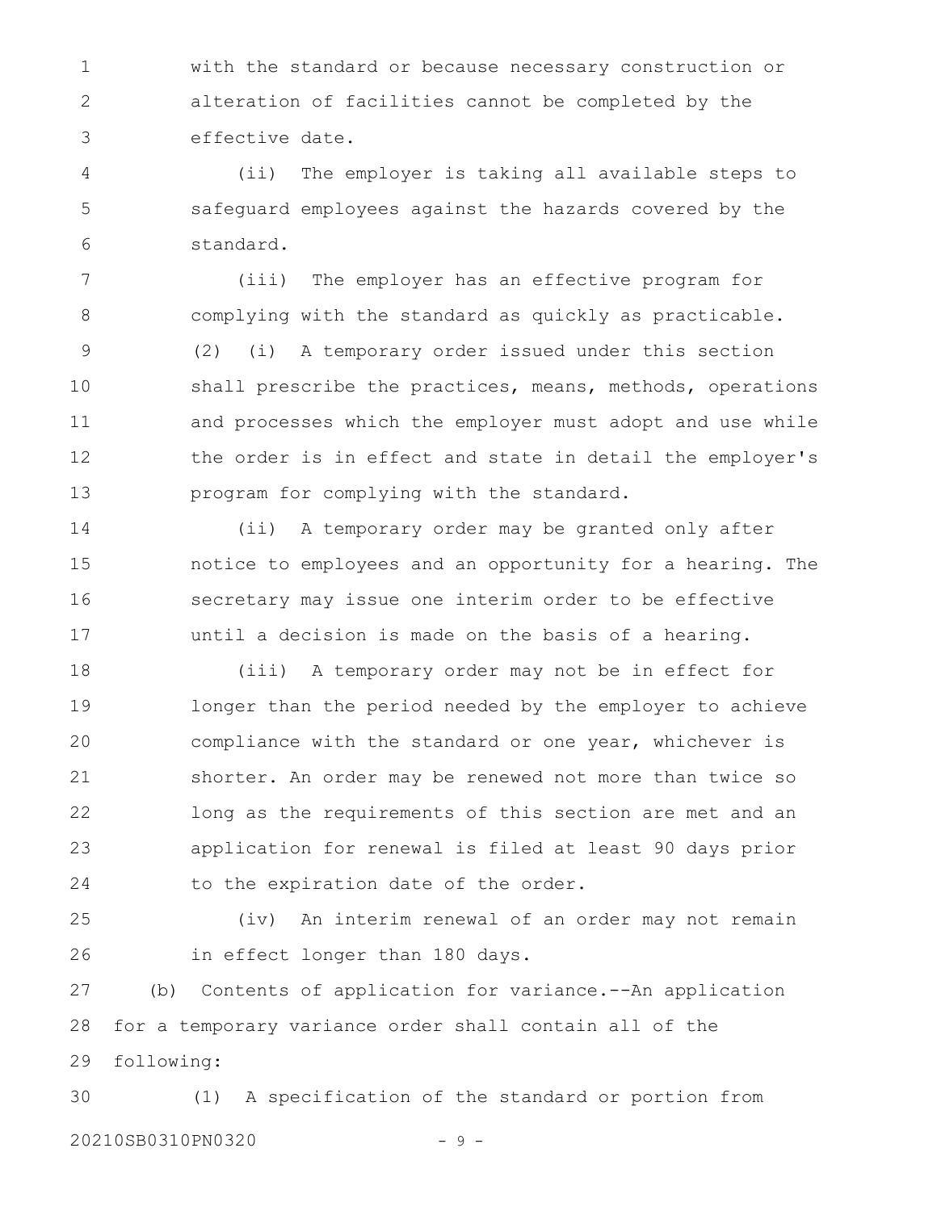with the standard or because necessary construction or alteration of facilities cannot be completed by the effective date.

(ii) The employer is taking all available steps to safeguard employees against the hazards covered by the standard.

(iii) The employer has an effective program for complying with the standard as quickly as practicable.

(2) (i) A temporary order issued under this section shall prescribe the practices, means, methods, operations and processes which the employer must adopt and use while the order is in effect and state in detail the employer's program for complying with the standard.

(ii) A temporary order may be granted only after notice to employees and an opportunity for a hearing. The secretary may issue one interim order to be effective until a decision is made on the basis of a hearing.

(iii) A temporary order may not be in effect for longer than the period needed by the employer to achieve compliance with the standard or one year, whichever is shorter. An order may be renewed not more than twice so long as the requirements of this section are met and an application for renewal is filed at least 90 days prior to the expiration date of the order.

(iv) An interim renewal of an order may not remain in effect longer than 180 days.

(b) Contents of application for variance.--An application for a temporary variance order shall contain all of the following:

(1) A specification of the standard or portion from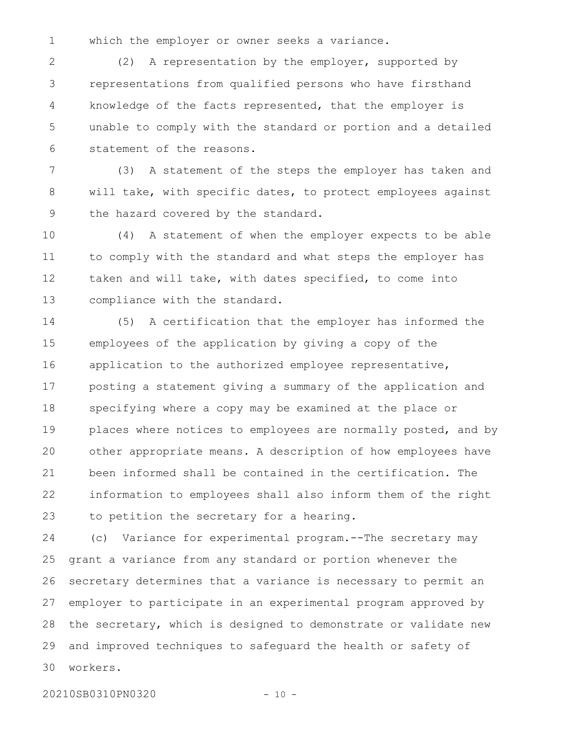which the employer or owner seeks a variance.

(2) A representation by the employer, supported by representations from qualified persons who have firsthand knowledge of the facts represented, that the employer is unable to comply with the standard or portion and a detailed statement of the reasons.

(3) A statement of the steps the employer has taken and will take, with specific dates, to protect employees against the hazard covered by the standard.

(4) A statement of when the employer expects to be able to comply with the standard and what steps the employer has taken and will take, with dates specified, to come into compliance with the standard.

(5) A certification that the employer has informed the employees of the application by giving a copy of the application to the authorized employee representative, posting a statement giving a summary of the application and specifying where a copy may be examined at the place or places where notices to employees are normally posted, and by other appropriate means. A description of how employees have been informed shall be contained in the certification. The information to employees shall also inform them of the right to petition the secretary for a hearing.

(c) Variance for experimental program.--The secretary may grant a variance from any standard or portion whenever the secretary determines that a variance is necessary to permit an employer to participate in an experimental program approved by the secretary, which is designed to demonstrate or validate new and improved techniques to safeguard the health or safety of workers.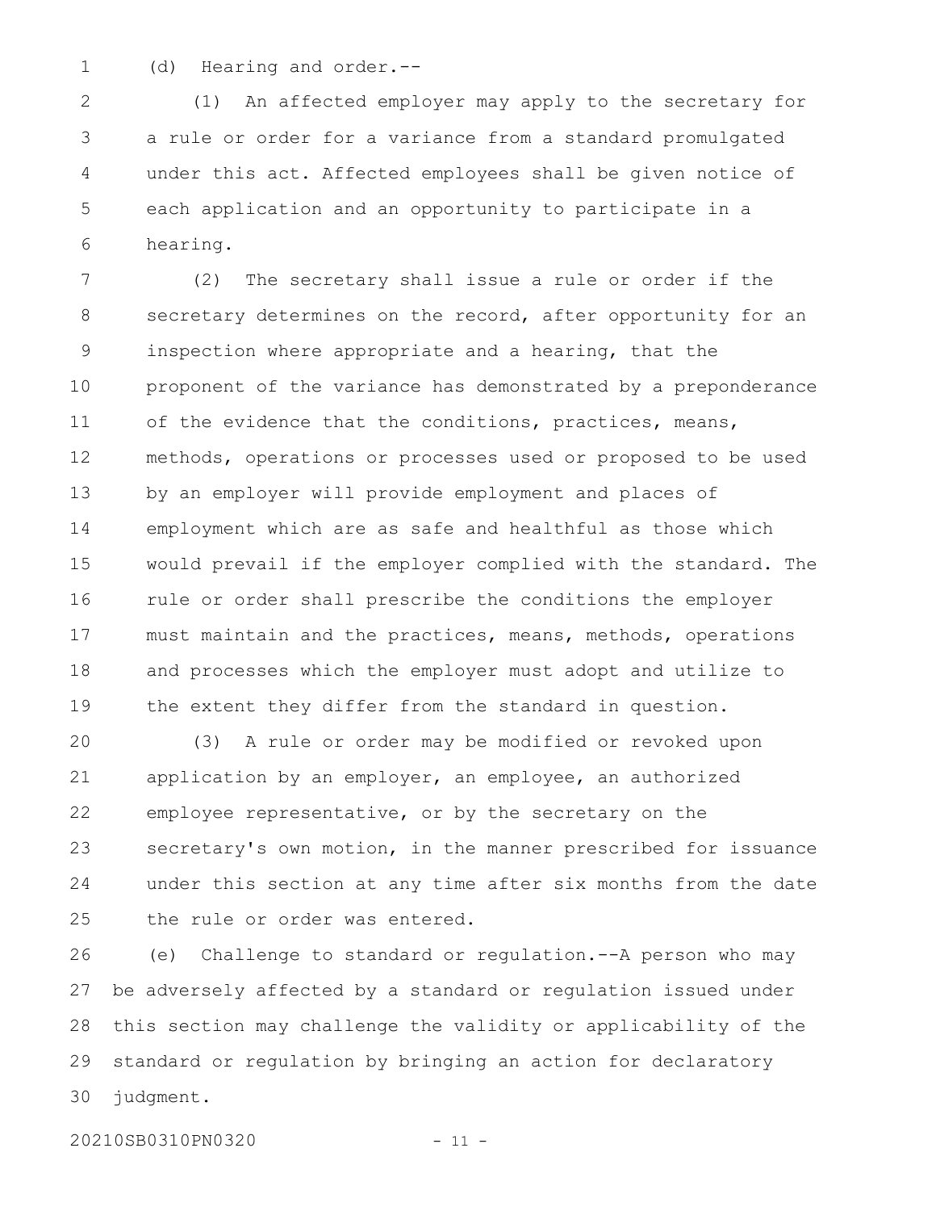(d) Hearing and order.--

(1) An affected employer may apply to the secretary for a rule or order for a variance from a standard promulgated under this act. Affected employees shall be given notice of each application and an opportunity to participate in a hearing.

(2) The secretary shall issue a rule or order if the secretary determines on the record, after opportunity for an inspection where appropriate and a hearing, that the proponent of the variance has demonstrated by a preponderance of the evidence that the conditions, practices, means, methods, operations or processes used or proposed to be used by an employer will provide employment and places of employment which are as safe and healthful as those which would prevail if the employer complied with the standard. The rule or order shall prescribe the conditions the employer must maintain and the practices, means, methods, operations and processes which the employer must adopt and utilize to the extent they differ from the standard in question.

(3) A rule or order may be modified or revoked upon application by an employer, an employee, an authorized employee representative, or by the secretary on the secretary's own motion, in the manner prescribed for issuance under this section at any time after six months from the date the rule or order was entered.

(e) Challenge to standard or regulation.--A person who may be adversely affected by a standard or regulation issued under this section may challenge the validity or applicability of the standard or regulation by bringing an action for declaratory judgment.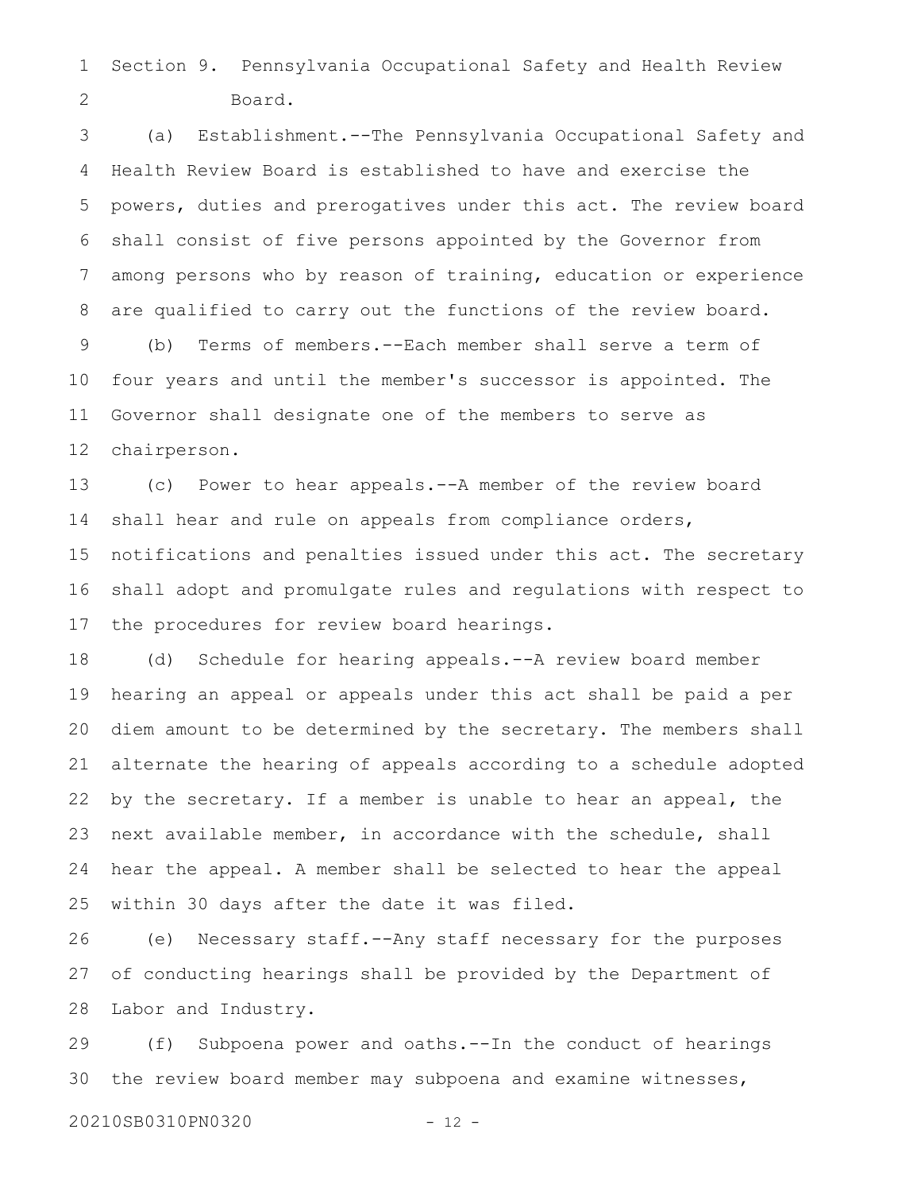Section 9. Pennsylvania Occupational Safety and Health Review Board.

(a) Establishment.--The Pennsylvania Occupational Safety and Health Review Board is established to have and exercise the powers, duties and prerogatives under this act. The review board shall consist of five persons appointed by the Governor from among persons who by reason of training, education or experience are qualified to carry out the functions of the review board.

(b) Terms of members.--Each member shall serve a term of four years and until the member's successor is appointed. The Governor shall designate one of the members to serve as chairperson.

(c) Power to hear appeals.--A member of the review board shall hear and rule on appeals from compliance orders, notifications and penalties issued under this act. The secretary shall adopt and promulgate rules and regulations with respect to the procedures for review board hearings.

(d) Schedule for hearing appeals.--A review board member hearing an appeal or appeals under this act shall be paid a per diem amount to be determined by the secretary. The members shall alternate the hearing of appeals according to a schedule adopted by the secretary. If a member is unable to hear an appeal, the next available member, in accordance with the schedule, shall hear the appeal. A member shall be selected to hear the appeal within 30 days after the date it was filed.

(e) Necessary staff.--Any staff necessary for the purposes of conducting hearings shall be provided by the Department of Labor and Industry.

(f) Subpoena power and oaths.--In the conduct of hearings the review board member may subpoena and examine witnesses,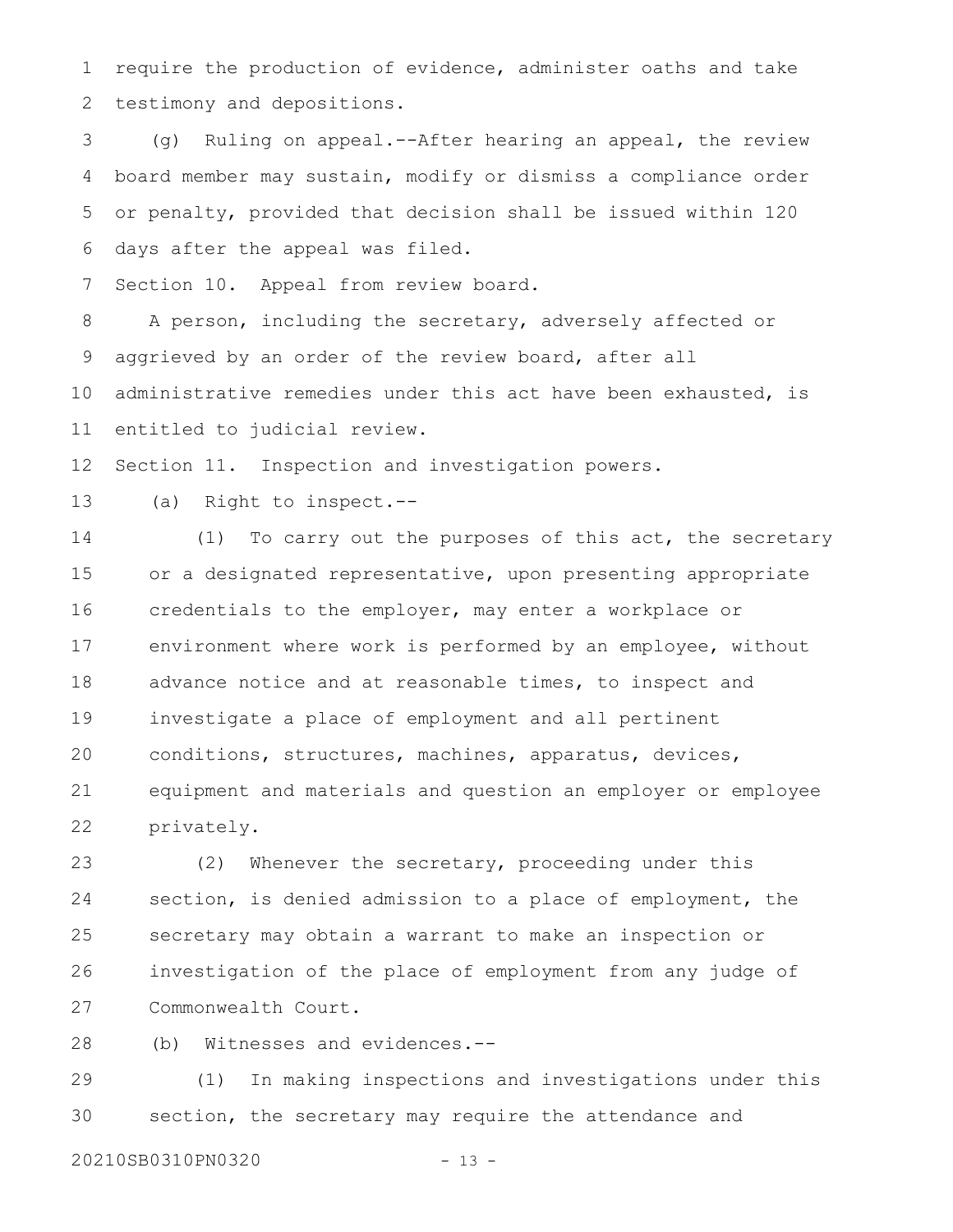require the production of evidence, administer oaths and take testimony and depositions.

(g) Ruling on appeal.--After hearing an appeal, the review board member may sustain, modify or dismiss a compliance order or penalty, provided that decision shall be issued within 120 days after the appeal was filed.

Section 10. Appeal from review board.

A person, including the secretary, adversely affected or aggrieved by an order of the review board, after all administrative remedies under this act have been exhausted, is entitled to judicial review.

Section 11. Inspection and investigation powers.

(a) Right to inspect.--

(1) To carry out the purposes of this act, the secretary or a designated representative, upon presenting appropriate credentials to the employer, may enter a workplace or environment where work is performed by an employee, without advance notice and at reasonable times, to inspect and investigate a place of employment and all pertinent conditions, structures, machines, apparatus, devices, equipment and materials and question an employer or employee privately.

(2) Whenever the secretary, proceeding under this section, is denied admission to a place of employment, the secretary may obtain a warrant to make an inspection or investigation of the place of employment from any judge of Commonwealth Court.

(b) Witnesses and evidences.--

(1) In making inspections and investigations under this section, the secretary may require the attendance and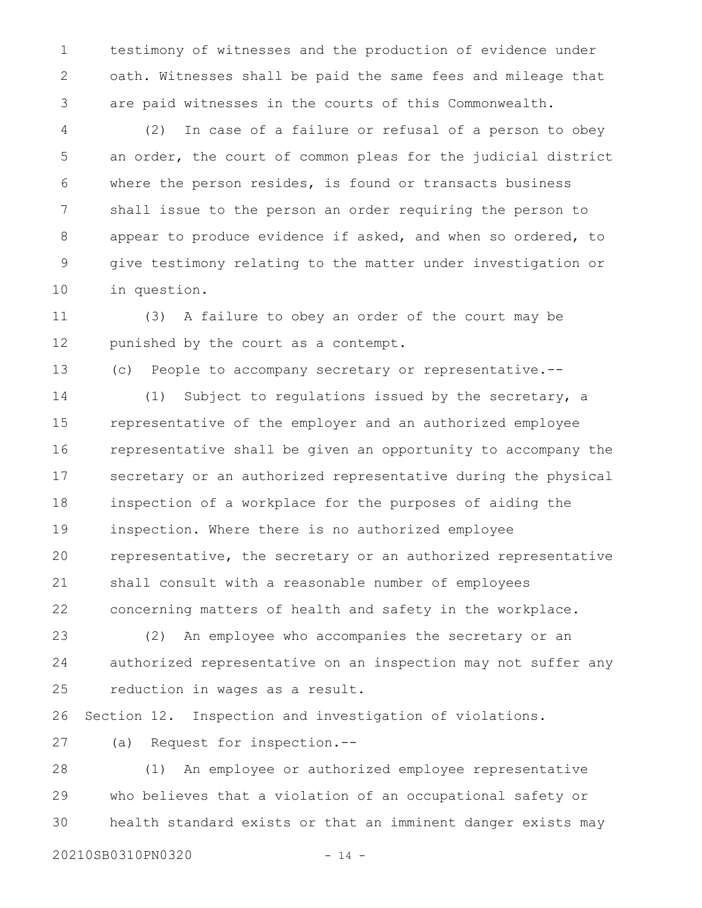testimony of witnesses and the production of evidence under oath. Witnesses shall be paid the same fees and mileage that are paid witnesses in the courts of this Commonwealth.

(2) In case of a failure or refusal of a person to obey an order, the court of common pleas for the judicial district where the person resides, is found or transacts business shall issue to the person an order requiring the person to appear to produce evidence if asked, and when so ordered, to give testimony relating to the matter under investigation or in question.

(3) A failure to obey an order of the court may be punished by the court as a contempt.

(c) People to accompany secretary or representative.--

(1) Subject to regulations issued by the secretary, a representative of the employer and an authorized employee representative shall be given an opportunity to accompany the secretary or an authorized representative during the physical inspection of a workplace for the purposes of aiding the inspection. Where there is no authorized employee representative, the secretary or an authorized representative shall consult with a reasonable number of employees concerning matters of health and safety in the workplace.

(2) An employee who accompanies the secretary or an authorized representative on an inspection may not suffer any reduction in wages as a result.

Section 12. Inspection and investigation of violations.

(a) Request for inspection.--

(1) An employee or authorized employee representative who believes that a violation of an occupational safety or health standard exists or that an imminent danger exists may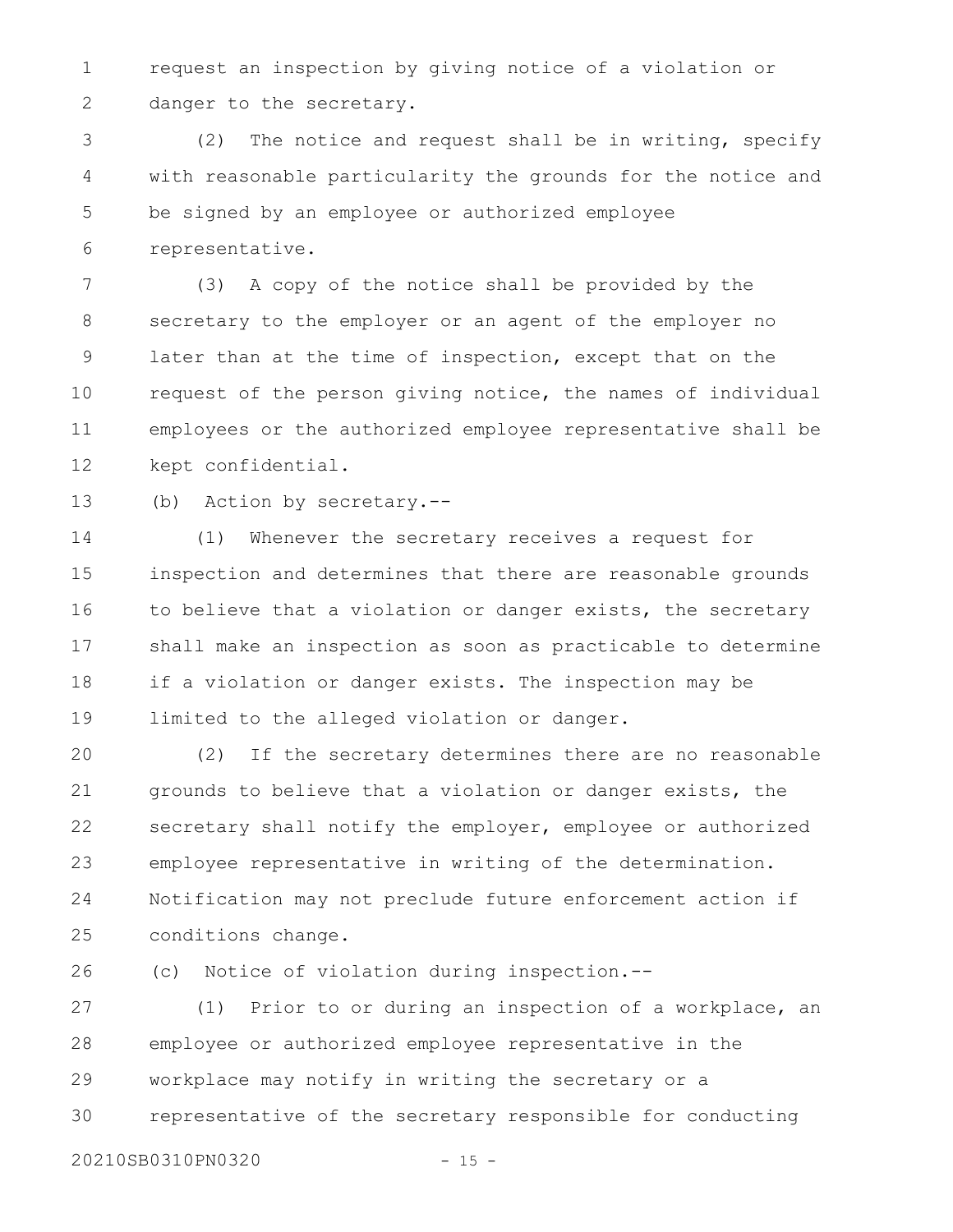request an inspection by giving notice of a violation or danger to the secretary.

(2) The notice and request shall be in writing, specify with reasonable particularity the grounds for the notice and be signed by an employee or authorized employee representative.

(3) A copy of the notice shall be provided by the secretary to the employer or an agent of the employer no later than at the time of inspection, except that on the request of the person giving notice, the names of individual employees or the authorized employee representative shall be kept confidential.

(b) Action by secretary.--

(1) Whenever the secretary receives a request for inspection and determines that there are reasonable grounds to believe that a violation or danger exists, the secretary shall make an inspection as soon as practicable to determine if a violation or danger exists. The inspection may be limited to the alleged violation or danger.

(2) If the secretary determines there are no reasonable grounds to believe that a violation or danger exists, the secretary shall notify the employer, employee or authorized employee representative in writing of the determination. Notification may not preclude future enforcement action if conditions change.

(c) Notice of violation during inspection.--

(1) Prior to or during an inspection of a workplace, an employee or authorized employee representative in the workplace may notify in writing the secretary or a representative of the secretary responsible for conducting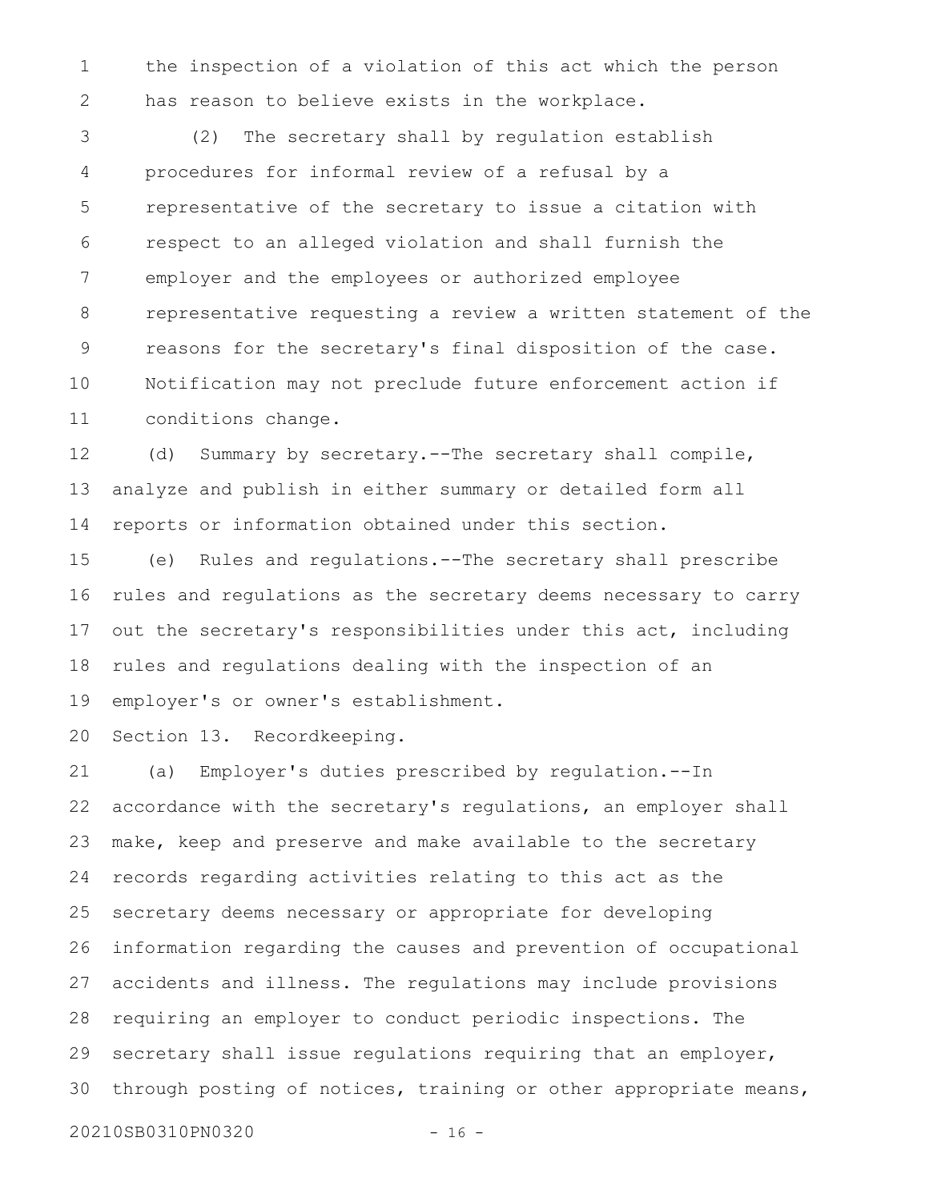the inspection of a violation of this act which the person has reason to believe exists in the workplace.

(2) The secretary shall by regulation establish procedures for informal review of a refusal by a representative of the secretary to issue a citation with respect to an alleged violation and shall furnish the employer and the employees or authorized employee representative requesting a review a written statement of the reasons for the secretary's final disposition of the case. Notification may not preclude future enforcement action if conditions change.

(d) Summary by secretary.--The secretary shall compile, analyze and publish in either summary or detailed form all reports or information obtained under this section.

(e) Rules and regulations.--The secretary shall prescribe rules and regulations as the secretary deems necessary to carry out the secretary's responsibilities under this act, including rules and regulations dealing with the inspection of an employer's or owner's establishment.

Section 13. Recordkeeping.

(a) Employer's duties prescribed by regulation.--In accordance with the secretary's regulations, an employer shall make, keep and preserve and make available to the secretary records regarding activities relating to this act as the secretary deems necessary or appropriate for developing information regarding the causes and prevention of occupational accidents and illness. The regulations may include provisions requiring an employer to conduct periodic inspections. The secretary shall issue regulations requiring that an employer, through posting of notices, training or other appropriate means,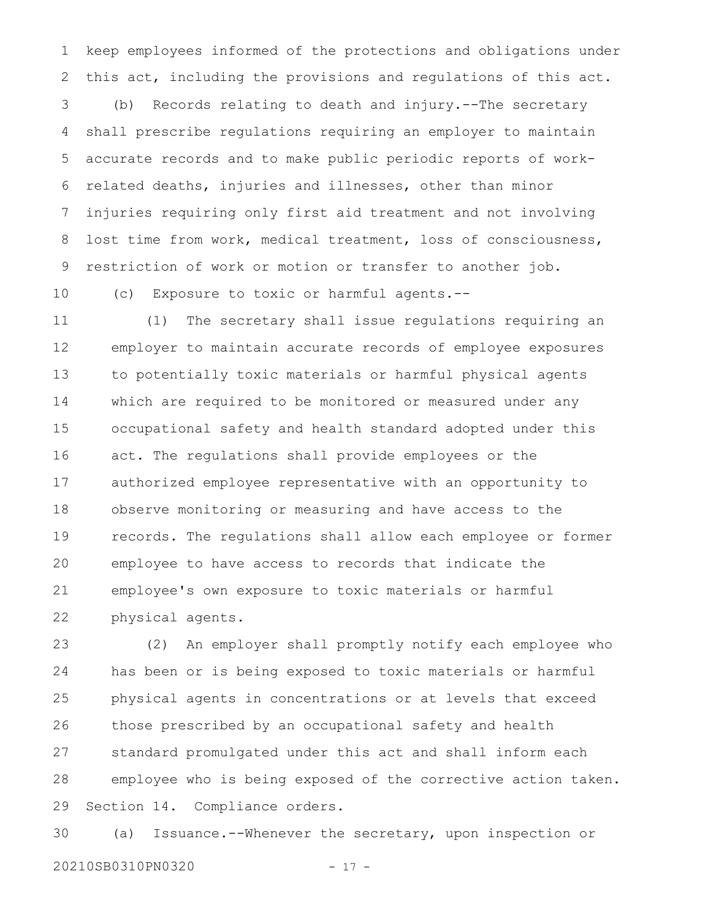keep employees informed of the protections and obligations under this act, including the provisions and regulations of this act.

(b) Records relating to death and injury.--The secretary shall prescribe regulations requiring an employer to maintain accurate records and to make public periodic reports of work-related deaths, injuries and illnesses, other than minor injuries requiring only first aid treatment and not involving lost time from work, medical treatment, loss of consciousness, restriction of work or motion or transfer to another job.

(c) Exposure to toxic or harmful agents.--

(1) The secretary shall issue regulations requiring an employer to maintain accurate records of employee exposures to potentially toxic materials or harmful physical agents which are required to be monitored or measured under any occupational safety and health standard adopted under this act. The regulations shall provide employees or the authorized employee representative with an opportunity to observe monitoring or measuring and have access to the records. The regulations shall allow each employee or former employee to have access to records that indicate the employee's own exposure to toxic materials or harmful physical agents.

(2) An employer shall promptly notify each employee who has been or is being exposed to toxic materials or harmful physical agents in concentrations or at levels that exceed those prescribed by an occupational safety and health standard promulgated under this act and shall inform each employee who is being exposed of the corrective action taken.

Section 14. Compliance orders.

(a) Issuance.--Whenever the secretary, upon inspection or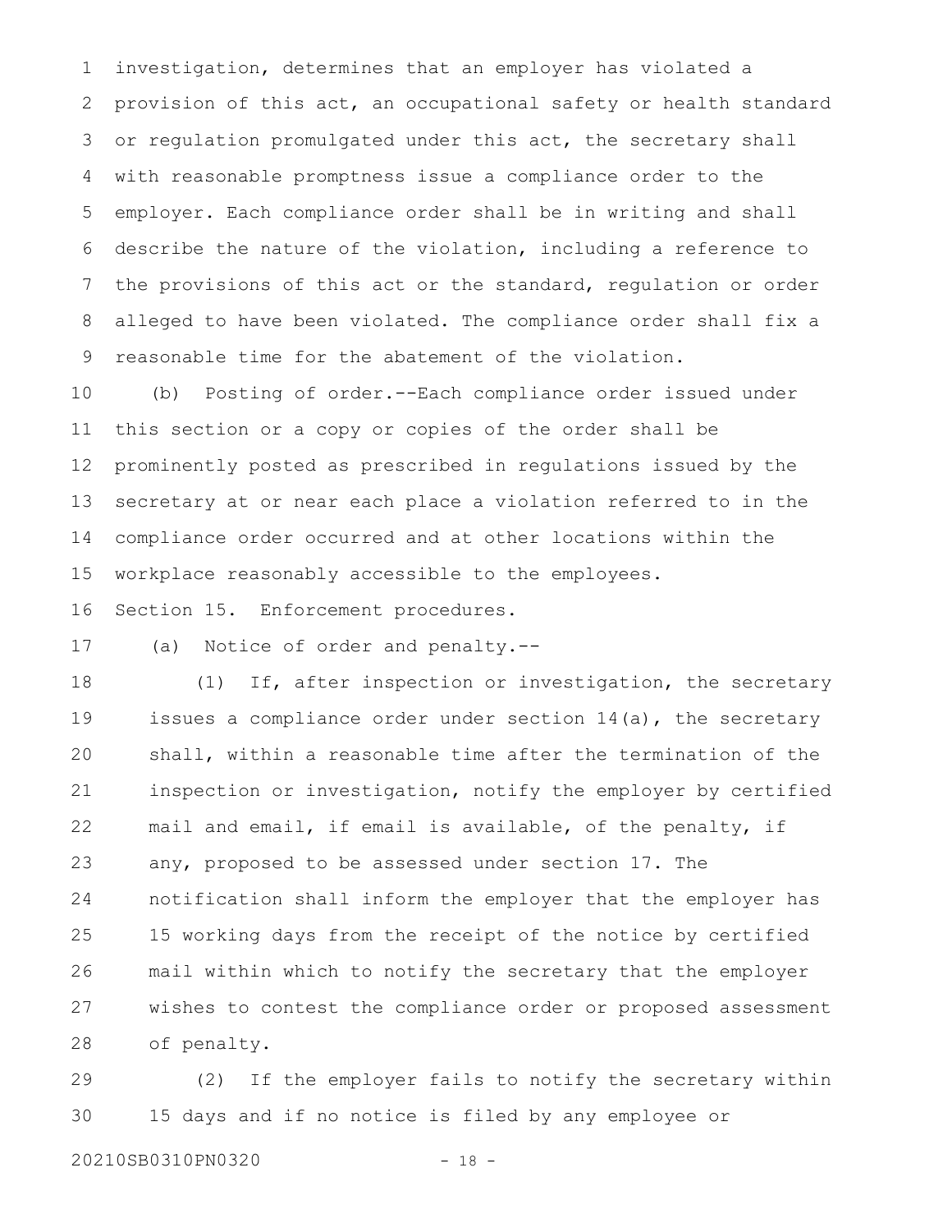investigation, determines that an employer has violated a provision of this act, an occupational safety or health standard or regulation promulgated under this act, the secretary shall with reasonable promptness issue a compliance order to the employer. Each compliance order shall be in writing and shall describe the nature of the violation, including a reference to the provisions of this act or the standard, regulation or order alleged to have been violated. The compliance order shall fix a reasonable time for the abatement of the violation.

(b) Posting of order.--Each compliance order issued under this section or a copy or copies of the order shall be prominently posted as prescribed in regulations issued by the secretary at or near each place a violation referred to in the compliance order occurred and at other locations within the workplace reasonably accessible to the employees.

Section 15. Enforcement procedures.

(a) Notice of order and penalty.--

(1) If, after inspection or investigation, the secretary issues a compliance order under section 14(a), the secretary shall, within a reasonable time after the termination of the inspection or investigation, notify the employer by certified mail and email, if email is available, of the penalty, if any, proposed to be assessed under section 17. The notification shall inform the employer that the employer has 15 working days from the receipt of the notice by certified mail within which to notify the secretary that the employer wishes to contest the compliance order or proposed assessment of penalty.

(2) If the employer fails to notify the secretary within 15 days and if no notice is filed by any employee or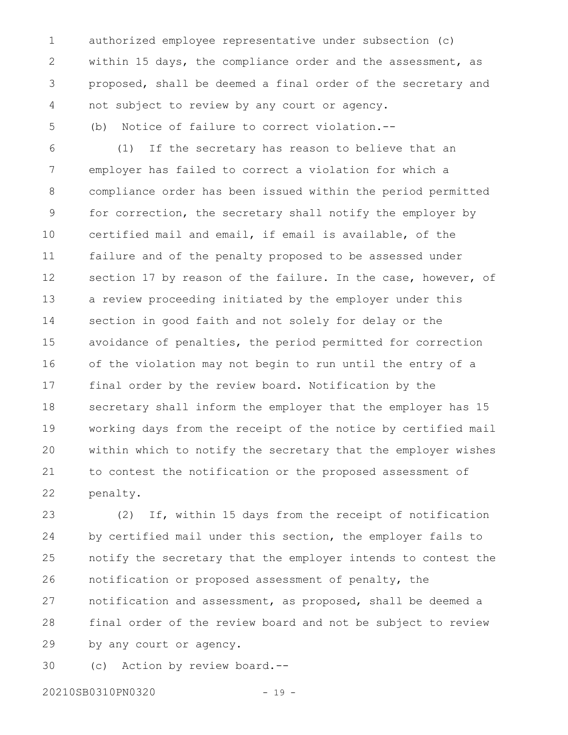authorized employee representative under subsection (c) within 15 days, the compliance order and the assessment, as proposed, shall be deemed a final order of the secretary and not subject to review by any court or agency.

(b) Notice of failure to correct violation.--

(1) If the secretary has reason to believe that an employer has failed to correct a violation for which a compliance order has been issued within the period permitted for correction, the secretary shall notify the employer by certified mail and email, if email is available, of the failure and of the penalty proposed to be assessed under section 17 by reason of the failure. In the case, however, of a review proceeding initiated by the employer under this section in good faith and not solely for delay or the avoidance of penalties, the period permitted for correction of the violation may not begin to run until the entry of a final order by the review board. Notification by the secretary shall inform the employer that the employer has 15 working days from the receipt of the notice by certified mail within which to notify the secretary that the employer wishes to contest the notification or the proposed assessment of penalty.

(2) If, within 15 days from the receipt of notification by certified mail under this section, the employer fails to notify the secretary that the employer intends to contest the notification or proposed assessment of penalty, the notification and assessment, as proposed, shall be deemed a final order of the review board and not be subject to review by any court or agency.

(c) Action by review board.--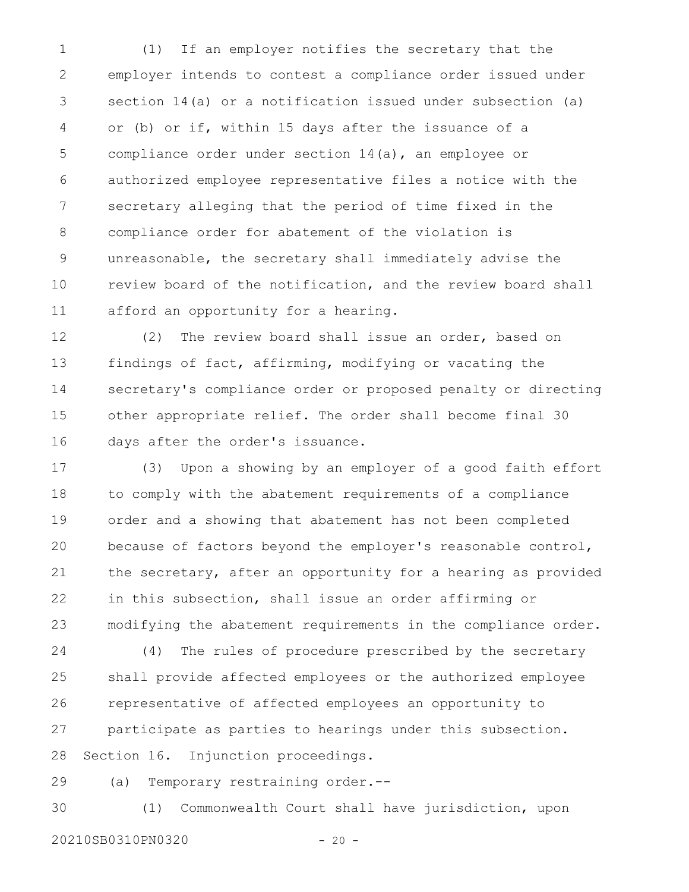(1) If an employer notifies the secretary that the employer intends to contest a compliance order issued under section 14(a) or a notification issued under subsection (a) or (b) or if, within 15 days after the issuance of a compliance order under section 14(a), an employee or authorized employee representative files a notice with the secretary alleging that the period of time fixed in the compliance order for abatement of the violation is unreasonable, the secretary shall immediately advise the review board of the notification, and the review board shall afford an opportunity for a hearing.

(2) The review board shall issue an order, based on findings of fact, affirming, modifying or vacating the secretary's compliance order or proposed penalty or directing other appropriate relief. The order shall become final 30 days after the order's issuance.

(3) Upon a showing by an employer of a good faith effort to comply with the abatement requirements of a compliance order and a showing that abatement has not been completed because of factors beyond the employer's reasonable control, the secretary, after an opportunity for a hearing as provided in this subsection, shall issue an order affirming or modifying the abatement requirements in the compliance order.

(4) The rules of procedure prescribed by the secretary shall provide affected employees or the authorized employee representative of affected employees an opportunity to participate as parties to hearings under this subsection.

Section 16. Injunction proceedings.

(a) Temporary restraining order.--

(1) Commonwealth Court shall have jurisdiction, upon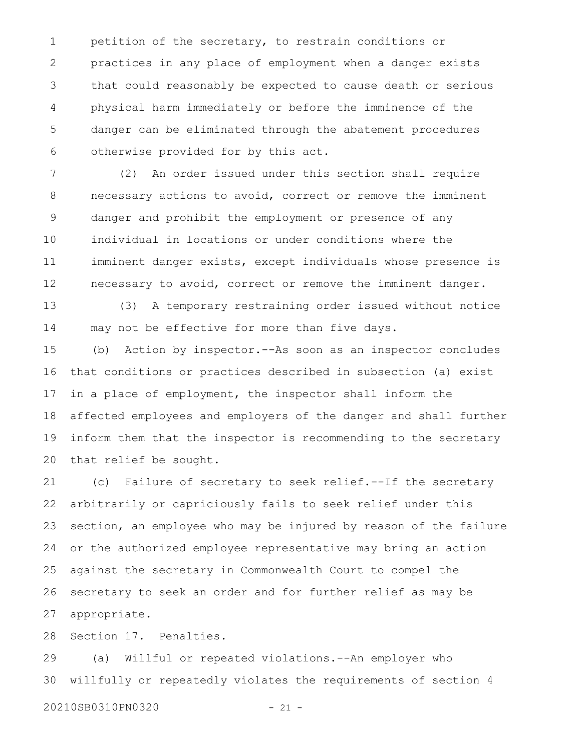petition of the secretary, to restrain conditions or practices in any place of employment when a danger exists that could reasonably be expected to cause death or serious physical harm immediately or before the imminence of the danger can be eliminated through the abatement procedures otherwise provided for by this act.

(2) An order issued under this section shall require necessary actions to avoid, correct or remove the imminent danger and prohibit the employment or presence of any individual in locations or under conditions where the imminent danger exists, except individuals whose presence is necessary to avoid, correct or remove the imminent danger.

(3) A temporary restraining order issued without notice may not be effective for more than five days.

(b) Action by inspector.--As soon as an inspector concludes that conditions or practices described in subsection (a) exist in a place of employment, the inspector shall inform the affected employees and employers of the danger and shall further inform them that the inspector is recommending to the secretary that relief be sought.

(c) Failure of secretary to seek relief.--If the secretary arbitrarily or capriciously fails to seek relief under this section, an employee who may be injured by reason of the failure or the authorized employee representative may bring an action against the secretary in Commonwealth Court to compel the secretary to seek an order and for further relief as may be appropriate.

Section 17. Penalties.

(a) Willful or repeated violations.--An employer who willfully or repeatedly violates the requirements of section 4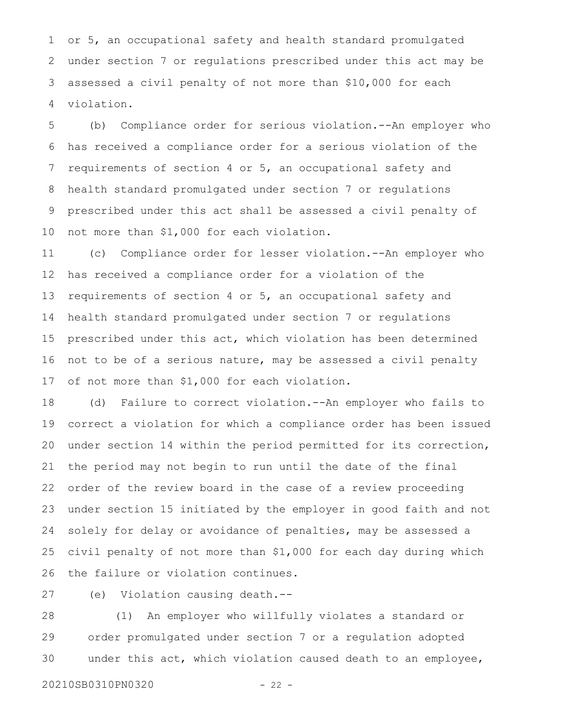or 5, an occupational safety and health standard promulgated under section 7 or regulations prescribed under this act may be assessed a civil penalty of not more than $10,000 for each violation.

(b) Compliance order for serious violation.--An employer who has received a compliance order for a serious violation of the requirements of section 4 or 5, an occupational safety and health standard promulgated under section 7 or regulations prescribed under this act shall be assessed a civil penalty of not more than $1,000 for each violation.

(c) Compliance order for lesser violation.--An employer who has received a compliance order for a violation of the requirements of section 4 or 5, an occupational safety and health standard promulgated under section 7 or regulations prescribed under this act, which violation has been determined not to be of a serious nature, may be assessed a civil penalty of not more than $1,000 for each violation.

(d) Failure to correct violation.--An employer who fails to correct a violation for which a compliance order has been issued under section 14 within the period permitted for its correction, the period may not begin to run until the date of the final order of the review board in the case of a review proceeding under section 15 initiated by the employer in good faith and not solely for delay or avoidance of penalties, may be assessed a civil penalty of not more than $1,000 for each day during which the failure or violation continues.

(e) Violation causing death.--

(1) An employer who willfully violates a standard or order promulgated under section 7 or a regulation adopted under this act, which violation caused death to an employee,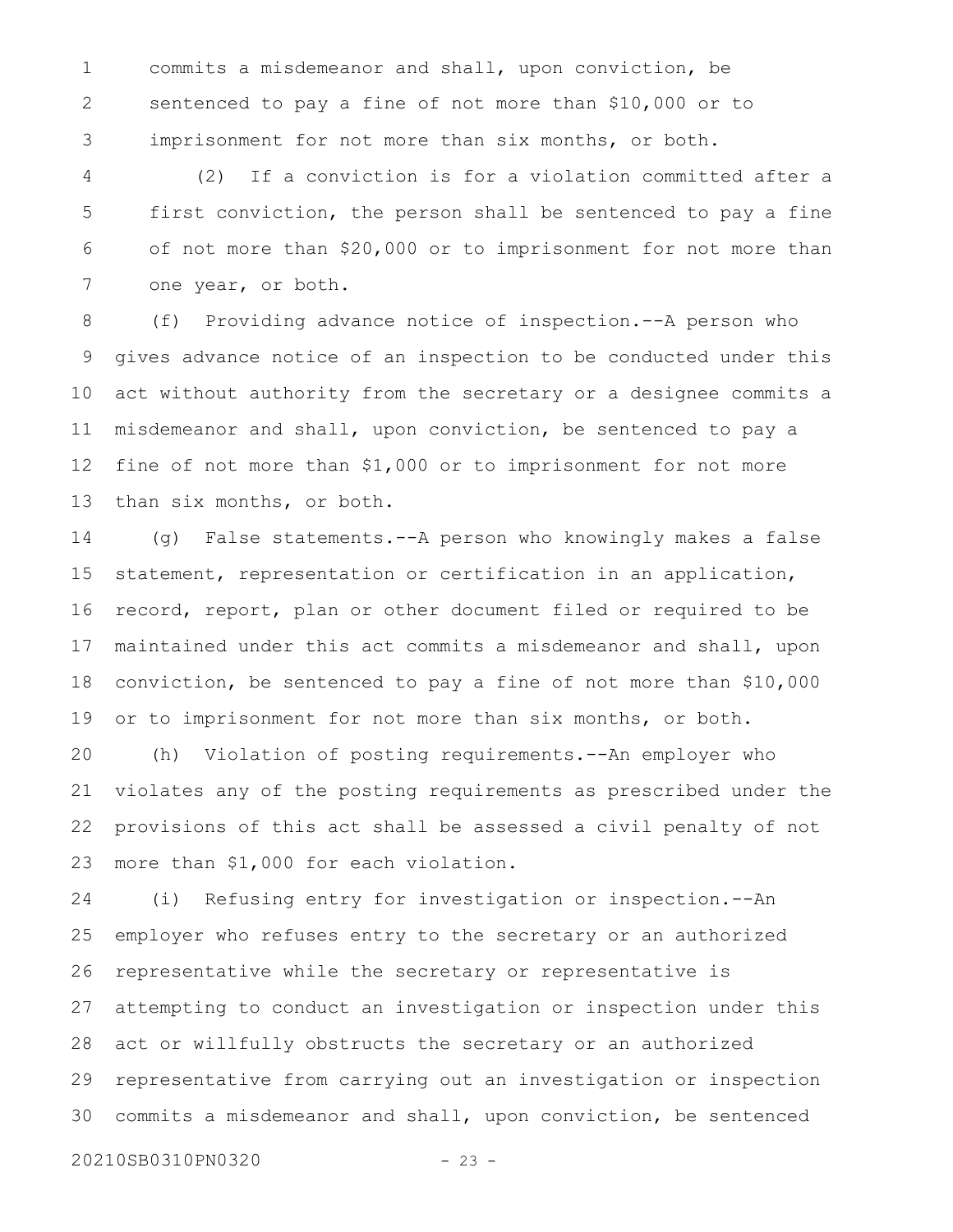commits a misdemeanor and shall, upon conviction, be sentenced to pay a fine of not more than $10,000 or to imprisonment for not more than six months, or both.

(2) If a conviction is for a violation committed after a first conviction, the person shall be sentenced to pay a fine of not more than $20,000 or to imprisonment for not more than one year, or both.

(f) Providing advance notice of inspection.--A person who gives advance notice of an inspection to be conducted under this act without authority from the secretary or a designee commits a misdemeanor and shall, upon conviction, be sentenced to pay a fine of not more than $1,000 or to imprisonment for not more than six months, or both.

(g) False statements.--A person who knowingly makes a false statement, representation or certification in an application, record, report, plan or other document filed or required to be maintained under this act commits a misdemeanor and shall, upon conviction, be sentenced to pay a fine of not more than $10,000 or to imprisonment for not more than six months, or both.

(h) Violation of posting requirements.--An employer who violates any of the posting requirements as prescribed under the provisions of this act shall be assessed a civil penalty of not more than $1,000 for each violation.

(i) Refusing entry for investigation or inspection.--An employer who refuses entry to the secretary or an authorized representative while the secretary or representative is attempting to conduct an investigation or inspection under this act or willfully obstructs the secretary or an authorized representative from carrying out an investigation or inspection commits a misdemeanor and shall, upon conviction, be sentenced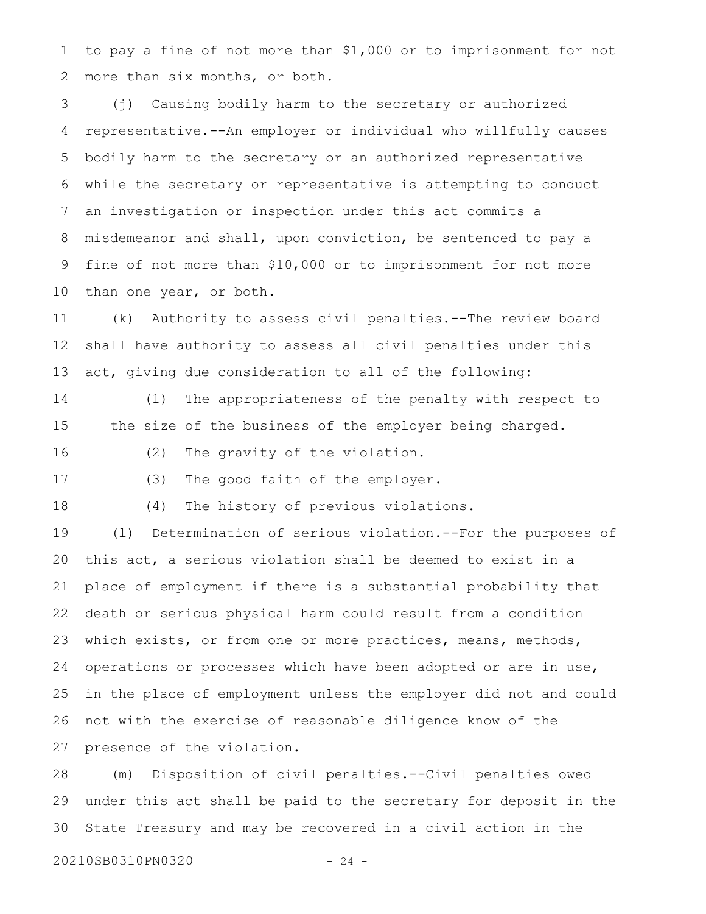to pay a fine of not more than $1,000 or to imprisonment for not more than six months, or both.

(j) Causing bodily harm to the secretary or authorized representative.--An employer or individual who willfully causes bodily harm to the secretary or an authorized representative while the secretary or representative is attempting to conduct an investigation or inspection under this act commits a misdemeanor and shall, upon conviction, be sentenced to pay a fine of not more than $10,000 or to imprisonment for not more than one year, or both.

(k) Authority to assess civil penalties.--The review board shall have authority to assess all civil penalties under this act, giving due consideration to all of the following:

(1) The appropriateness of the penalty with respect to the size of the business of the employer being charged.

(2) The gravity of the violation.

(3) The good faith of the employer.

(4) The history of previous violations.

(l) Determination of serious violation.--For the purposes of this act, a serious violation shall be deemed to exist in a place of employment if there is a substantial probability that death or serious physical harm could result from a condition which exists, or from one or more practices, means, methods, operations or processes which have been adopted or are in use, in the place of employment unless the employer did not and could not with the exercise of reasonable diligence know of the presence of the violation.

(m) Disposition of civil penalties.--Civil penalties owed under this act shall be paid to the secretary for deposit in the State Treasury and may be recovered in a civil action in the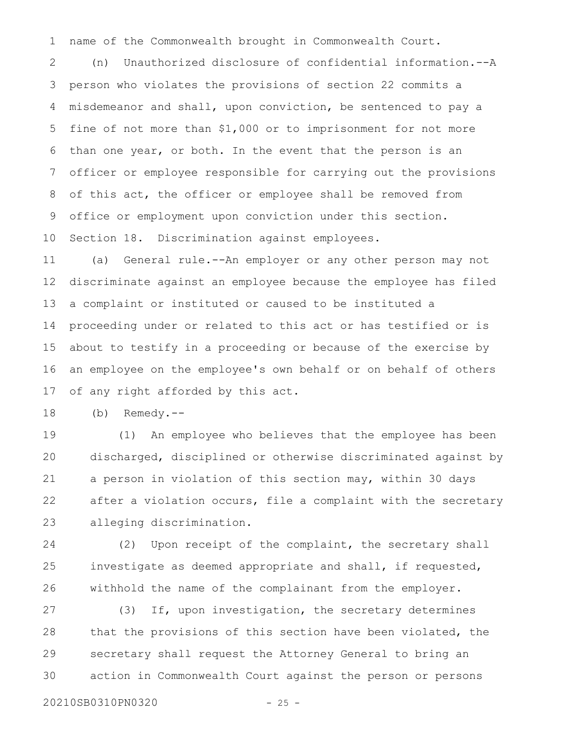name of the Commonwealth brought in Commonwealth Court.

(n) Unauthorized disclosure of confidential information.--A person who violates the provisions of section 22 commits a misdemeanor and shall, upon conviction, be sentenced to pay a fine of not more than $1,000 or to imprisonment for not more than one year, or both. In the event that the person is an officer or employee responsible for carrying out the provisions of this act, the officer or employee shall be removed from office or employment upon conviction under this section.

Section 18. Discrimination against employees.

(a) General rule.--An employer or any other person may not discriminate against an employee because the employee has filed a complaint or instituted or caused to be instituted a proceeding under or related to this act or has testified or is about to testify in a proceeding or because of the exercise by an employee on the employee's own behalf or on behalf of others of any right afforded by this act.

(b) Remedy.--

(1) An employee who believes that the employee has been discharged, disciplined or otherwise discriminated against by a person in violation of this section may, within 30 days after a violation occurs, file a complaint with the secretary alleging discrimination.

(2) Upon receipt of the complaint, the secretary shall investigate as deemed appropriate and shall, if requested, withhold the name of the complainant from the employer.

(3) If, upon investigation, the secretary determines that the provisions of this section have been violated, the secretary shall request the Attorney General to bring an action in Commonwealth Court against the person or persons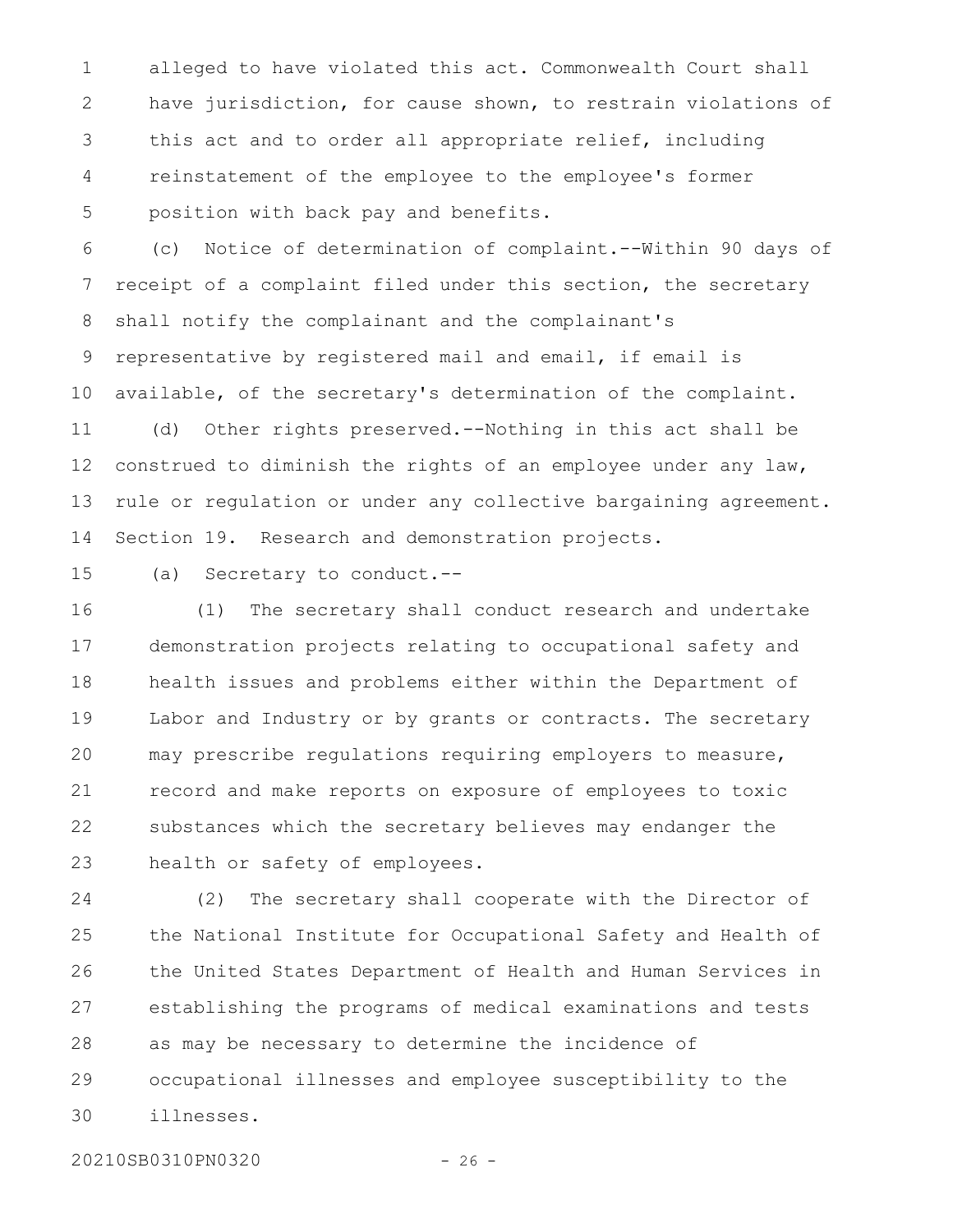alleged to have violated this act. Commonwealth Court shall have jurisdiction, for cause shown, to restrain violations of this act and to order all appropriate relief, including reinstatement of the employee to the employee's former position with back pay and benefits.

(c) Notice of determination of complaint.--Within 90 days of receipt of a complaint filed under this section, the secretary shall notify the complainant and the complainant's representative by registered mail and email, if email is available, of the secretary's determination of the complaint.

(d) Other rights preserved.--Nothing in this act shall be construed to diminish the rights of an employee under any law, rule or regulation or under any collective bargaining agreement.

Section 19. Research and demonstration projects.

(a) Secretary to conduct.--

(1) The secretary shall conduct research and undertake demonstration projects relating to occupational safety and health issues and problems either within the Department of Labor and Industry or by grants or contracts. The secretary may prescribe regulations requiring employers to measure, record and make reports on exposure of employees to toxic substances which the secretary believes may endanger the health or safety of employees.

(2) The secretary shall cooperate with the Director of the National Institute for Occupational Safety and Health of the United States Department of Health and Human Services in establishing the programs of medical examinations and tests as may be necessary to determine the incidence of occupational illnesses and employee susceptibility to the illnesses.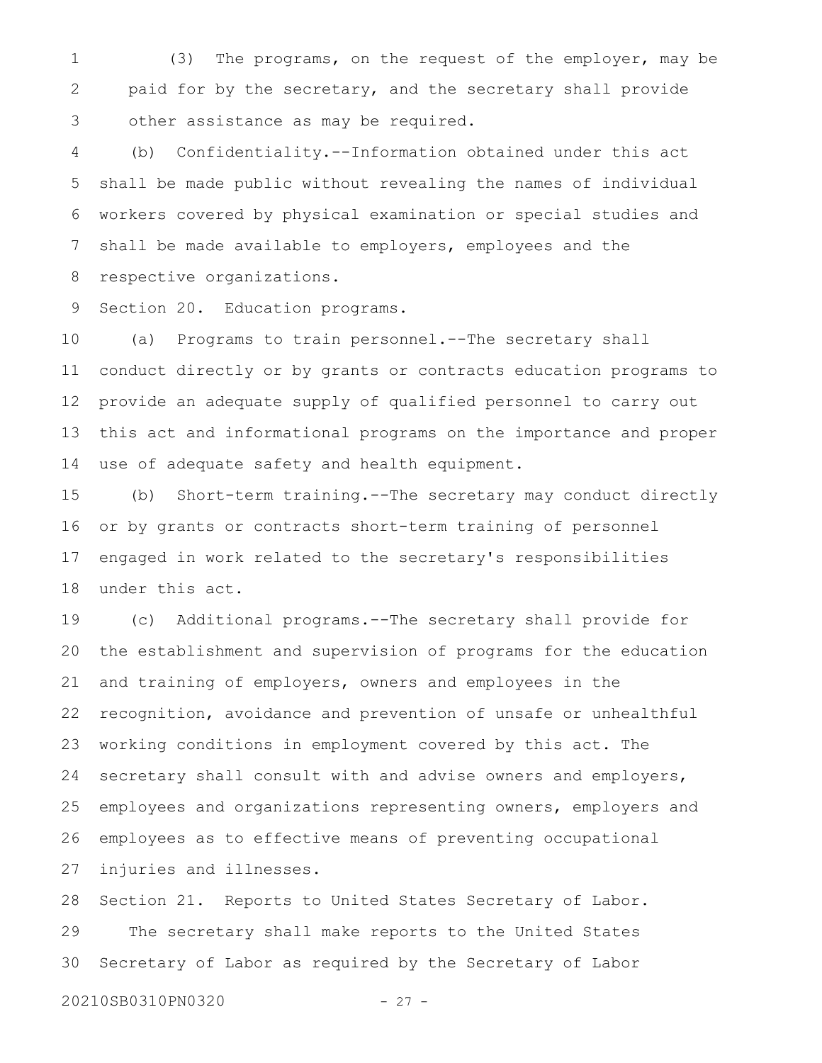(3) The programs, on the request of the employer, may be paid for by the secretary, and the secretary shall provide other assistance as may be required.

(b) Confidentiality.--Information obtained under this act shall be made public without revealing the names of individual workers covered by physical examination or special studies and shall be made available to employers, employees and the respective organizations.

Section 20. Education programs.

(a) Programs to train personnel.--The secretary shall conduct directly or by grants or contracts education programs to provide an adequate supply of qualified personnel to carry out this act and informational programs on the importance and proper use of adequate safety and health equipment.

(b) Short-term training.--The secretary may conduct directly or by grants or contracts short-term training of personnel engaged in work related to the secretary's responsibilities under this act.

(c) Additional programs.--The secretary shall provide for the establishment and supervision of programs for the education and training of employers, owners and employees in the recognition, avoidance and prevention of unsafe or unhealthful working conditions in employment covered by this act. The secretary shall consult with and advise owners and employers, employees and organizations representing owners, employers and employees as to effective means of preventing occupational injuries and illnesses.

Section 21. Reports to United States Secretary of Labor.

The secretary shall make reports to the United States Secretary of Labor as required by the Secretary of Labor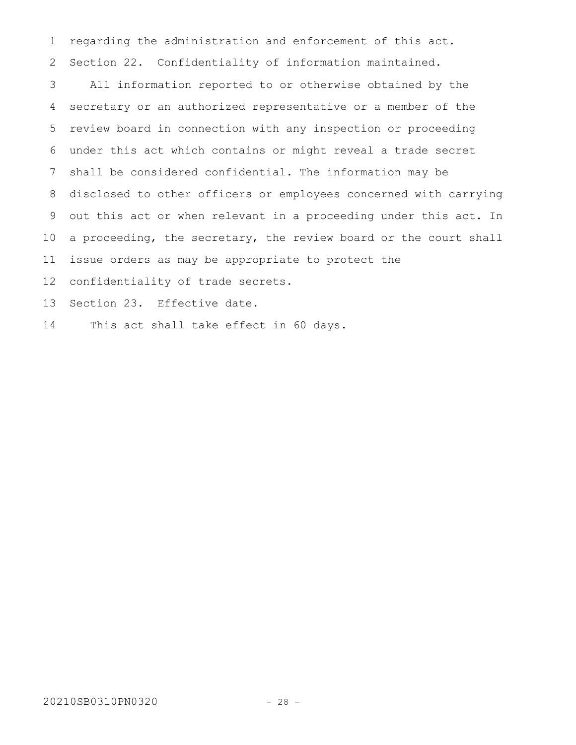regarding the administration and enforcement of this act.

Section 22. Confidentiality of information maintained.

All information reported to or otherwise obtained by the secretary or an authorized representative or a member of the review board in connection with any inspection or proceeding under this act which contains or might reveal a trade secret shall be considered confidential. The information may be disclosed to other officers or employees concerned with carrying out this act or when relevant in a proceeding under this act. In a proceeding, the secretary, the review board or the court shall issue orders as may be appropriate to protect the confidentiality of trade secrets.

Section 23. Effective date.

This act shall take effect in 60 days.